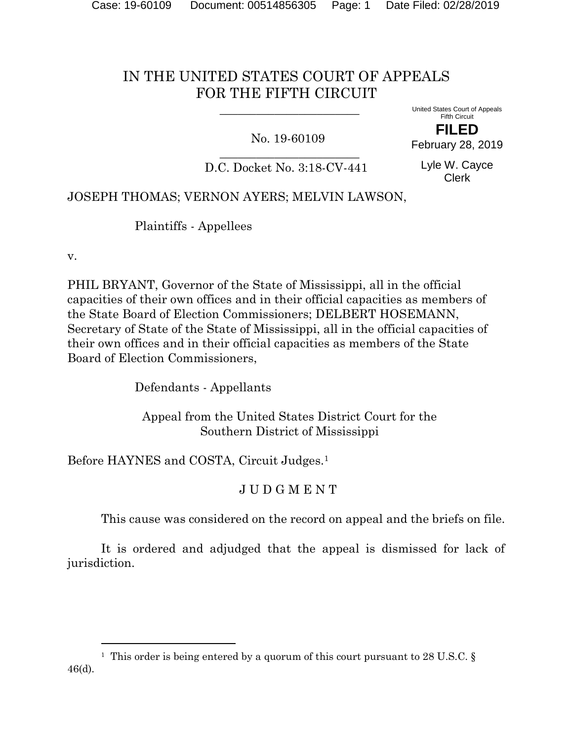# IN THE UNITED STATES COURT OF APPEALS FOR THE FIFTH CIRCUIT

United States Court of Appeals
Fifth Circuit

**FILED**

February 28, 2019

Lyle W. Cayce
Clerk

No. 19-60109

D.C. Docket No. 3:18-CV-441

JOSEPH THOMAS; VERNON AYERS; MELVIN LAWSON,

Plaintiffs - Appellees

v.

PHIL BRYANT, Governor of the State of Mississippi, all in the official capacities of their own offices and in their official capacities as members of the State Board of Election Commissioners; DELBERT HOSEMANN, Secretary of State of the State of Mississippi, all in the official capacities of their own offices and in their official capacities as members of the State Board of Election Commissioners,

Defendants - Appellants

Appeal from the United States District Court for the Southern District of Mississippi

Before HAYNES and COSTA, Circuit Judges.[1]

## J U D G M E N T

This cause was considered on the record on appeal and the briefs on file.

It is ordered and adjudged that the appeal is dismissed for lack of jurisdiction.

---

[1] This order is being entered by a quorum of this court pursuant to 28 U.S.C. § 46(d).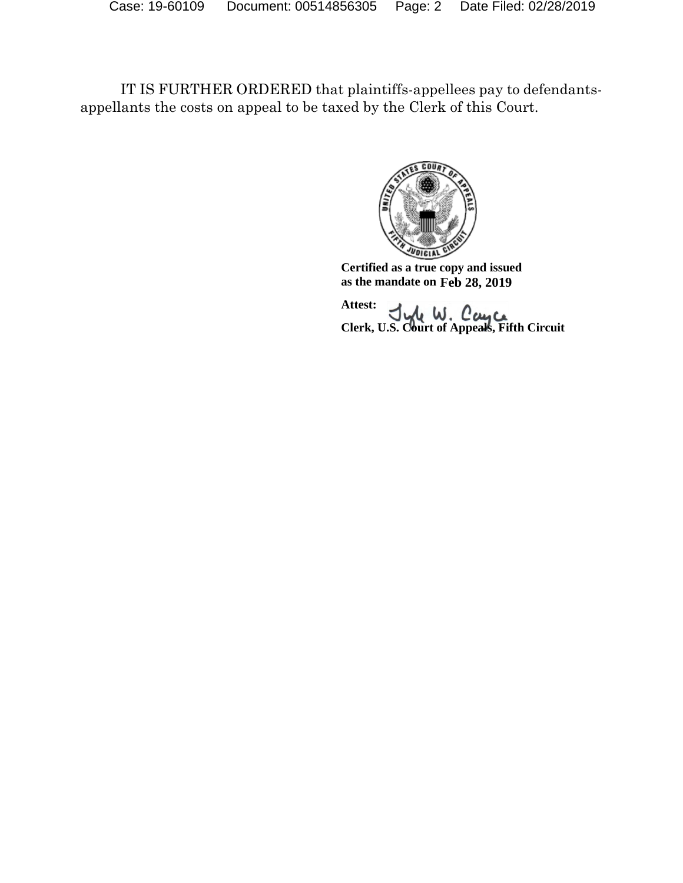IT IS FURTHER ORDERED that plaintiffs-appellees pay to defendants-appellants the costs on appeal to be taxed by the Clerk of this Court.

**Certified as a true copy and issued as the mandate on Feb 28, 2019**

**Attest:**

**Clerk, U.S. Court of Appeals, Fifth Circuit**